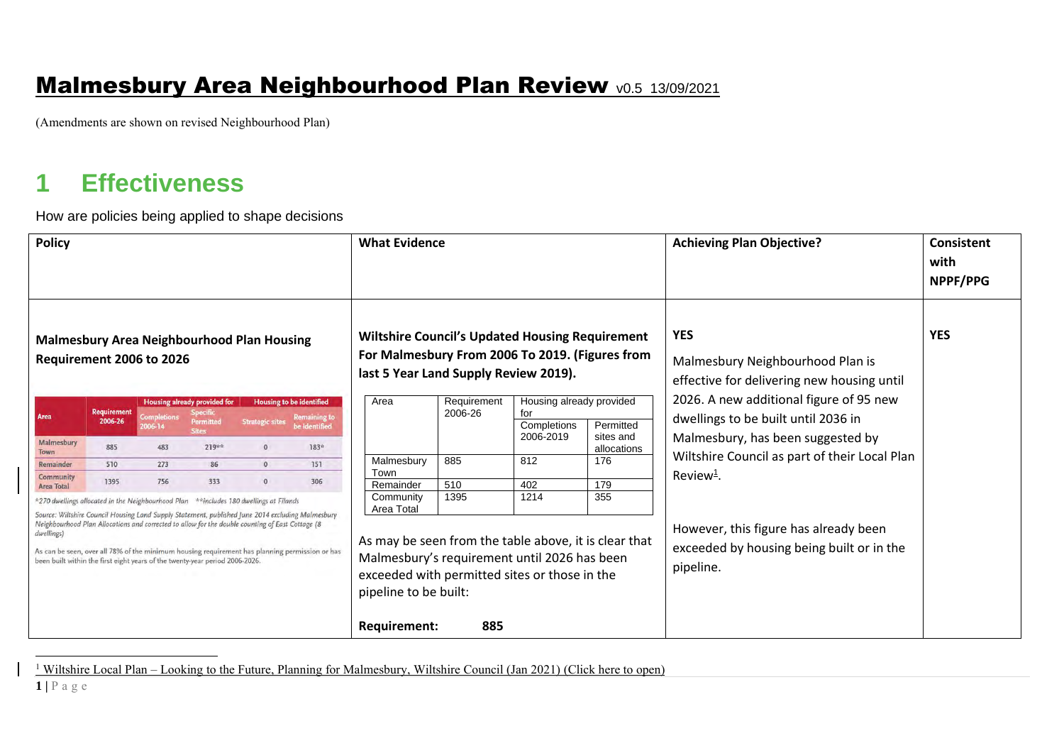# Malmesbury Area Neighbourhood Plan Review v0.5 13/09/2021

(Amendments are shown on revised Neighbourhood Plan)

## 1 Effectiveness

How are policies being applied to shape decisions

| Policy | What Evidence | Achieving Plan Objective? | Consistent with NPPF/PPG |
|---|---|---|---|
| **Malmesbury Area Neighbourhood Plan Housing Requirement 2006 to 2026** | **Wiltshire Council's Updated Housing Requirement For Malmesbury From 2006 To 2019. (Figures from last 5 Year Land Supply Review 2019).** | **YES** Malmesbury Neighbourhood Plan is effective for delivering new housing until 2026. A new additional figure of 95 new dwellings to be built until 2036 in Malmesbury, has been suggested by Wiltshire Council as part of their Local Plan Review[1]. However, this figure has already been exceeded by housing being built or in the pipeline. | **YES** |

| Area | Requirement 2006-26 | Housing already provided for | | Housing to be identified | |
|---|---|---|---|---|---|
| | | Completions 2006-14 | Specific Permitted Sites | Strategic sites | Remaining to be identified |
| Malmesbury Town | 885 | 483 | 219** | 0 | 183* |
| Remainder | 510 | 273 | 86 | 0 | 151 |
| Community Area Total | 1395 | 756 | 333 | 0 | 306 |

*270 dwellings allocated in the Neighbourhood Plan **Includes 180 dwellings at Filands

Source: Wiltshire Council Housing Land Supply Statement, published June 2014 excluding Malmesbury Neighbourhood Plan Allocations and corrected to allow for the double counting of East Cottage (8 dwellings)

As can be seen, over all 78% of the minimum housing requirement has planning permission or has been built within the first eight years of the twenty-year period 2006-2026.

| Area | Requirement 2006-26 | Housing already provided for | |
|---|---|---|---|
| | | Completions 2006-2019 | Permitted sites and allocations |
| Malmesbury Town | 885 | 812 | 176 |
| Remainder | 510 | 402 | 179 |
| Community Area Total | 1395 | 1214 | 355 |

As may be seen from the table above, it is clear that Malmesbury's requirement until 2026 has been exceeded with permitted sites or those in the pipeline to be built:

**Requirement: 885**

[1] Wiltshire Local Plan – Looking to the Future, Planning for Malmesbury, Wiltshire Council (Jan 2021) (Click here to open)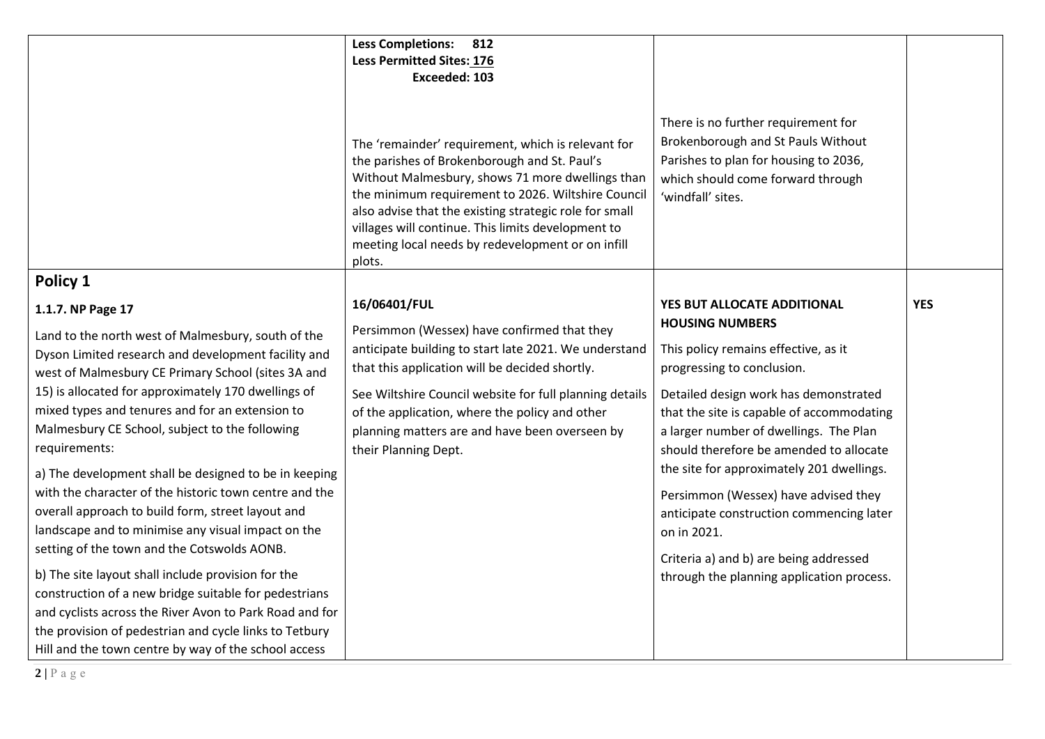| | | | |
|---|---|---|---|
| | **Less Completions: 812**<br>**Less Permitted Sites: 176**<br>**Exceeded: 103**<br><br>The 'remainder' requirement, which is relevant for the parishes of Brokenborough and St. Paul's Without Malmesbury, shows 71 more dwellings than the minimum requirement to 2026. Wiltshire Council also advise that the existing strategic role for small villages will continue. This limits development to meeting local needs by redevelopment or on infill plots. | There is no further requirement for Brokenborough and St Pauls Without Parishes to plan for housing to 2036, which should come forward through 'windfall' sites. | |
| **Policy 1**<br><br>**1.1.7. NP Page 17**<br><br>Land to the north west of Malmesbury, south of the Dyson Limited research and development facility and west of Malmesbury CE Primary School (sites 3A and 15) is allocated for approximately 170 dwellings of mixed types and tenures and for an extension to Malmesbury CE School, subject to the following requirements:<br><br>a) The development shall be designed to be in keeping with the character of the historic town centre and the overall approach to build form, street layout and landscape and to minimise any visual impact on the setting of the town and the Cotswolds AONB.<br><br>b) The site layout shall include provision for the construction of a new bridge suitable for pedestrians and cyclists across the River Avon to Park Road and for the provision of pedestrian and cycle links to Tetbury Hill and the town centre by way of the school access | **16/06401/FUL**<br><br>Persimmon (Wessex) have confirmed that they anticipate building to start late 2021. We understand that this application will be decided shortly.<br><br>See Wiltshire Council website for full planning details of the application, where the policy and other planning matters are and have been overseen by their Planning Dept. | **YES BUT ALLOCATE ADDITIONAL HOUSING NUMBERS**<br><br>This policy remains effective, as it progressing to conclusion.<br><br>Detailed design work has demonstrated that the site is capable of accommodating a larger number of dwellings. The Plan should therefore be amended to allocate the site for approximately 201 dwellings.<br><br>Persimmon (Wessex) have advised they anticipate construction commencing later on in 2021.<br><br>Criteria a) and b) are being addressed through the planning application process. | **YES** |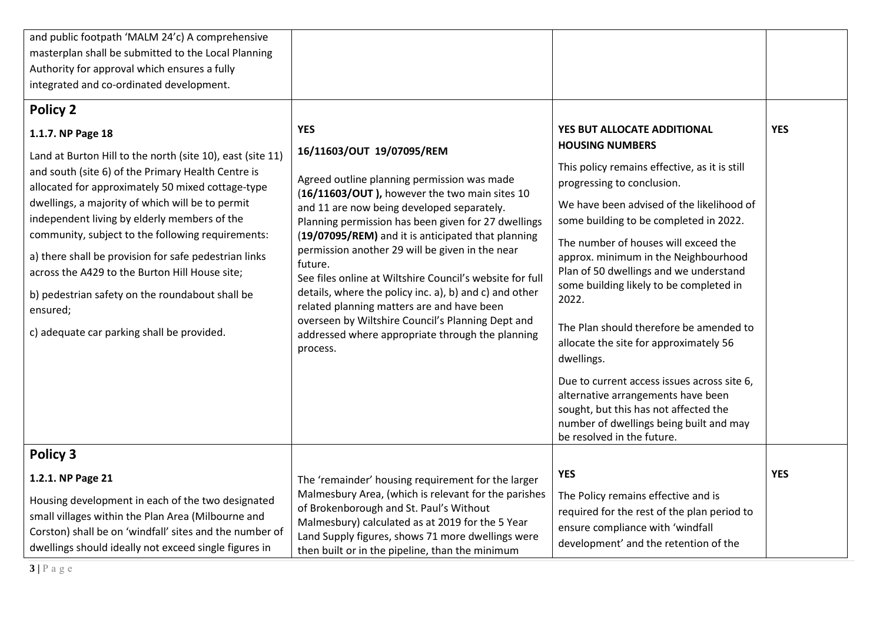| | | | |
|---|---|---|---|
| and public footpath 'MALM 24'c) A comprehensive masterplan shall be submitted to the Local Planning Authority for approval which ensures a fully integrated and co-ordinated development. | | | |
| **Policy 2**<br><br>**1.1.7. NP Page 18**<br><br>Land at Burton Hill to the north (site 10), east (site 11) and south (site 6) of the Primary Health Centre is allocated for approximately 50 mixed cottage-type dwellings, a majority of which will be to permit independent living by elderly members of the community, subject to the following requirements:<br><br>a) there shall be provision for safe pedestrian links across the A429 to the Burton Hill House site;<br><br>b) pedestrian safety on the roundabout shall be ensured;<br><br>c) adequate car parking shall be provided. | **YES**<br><br>**16/11603/OUT 19/07095/REM**<br><br>Agreed outline planning permission was made (**16/11603/OUT ),** however the two main sites 10 and 11 are now being developed separately. Planning permission has been given for 27 dwellings (**19/07095/REM)** and it is anticipated that planning permission another 29 will be given in the near future.<br>See files online at Wiltshire Council's website for full details, where the policy inc. a), b) and c) and other related planning matters are and have been overseen by Wiltshire Council's Planning Dept and addressed where appropriate through the planning process. | **YES BUT ALLOCATE ADDITIONAL HOUSING NUMBERS**<br><br>This policy remains effective, as it is still progressing to conclusion.<br><br>We have been advised of the likelihood of some building to be completed in 2022.<br><br>The number of houses will exceed the approx. minimum in the Neighbourhood Plan of 50 dwellings and we understand some building likely to be completed in 2022.<br><br>The Plan should therefore be amended to allocate the site for approximately 56 dwellings.<br><br>Due to current access issues across site 6, alternative arrangements have been sought, but this has not affected the number of dwellings being built and may be resolved in the future. | **YES** |
| **Policy 3**<br><br>**1.2.1. NP Page 21**<br><br>Housing development in each of the two designated small villages within the Plan Area (Milbourne and Corston) shall be on 'windfall' sites and the number of dwellings should ideally not exceed single figures in | The 'remainder' housing requirement for the larger Malmesbury Area, (which is relevant for the parishes of Brokenborough and St. Paul's Without Malmesbury) calculated as at 2019 for the 5 Year Land Supply figures, shows 71 more dwellings were then built or in the pipeline, than the minimum | **YES**<br><br>The Policy remains effective and is required for the rest of the plan period to ensure compliance with 'windfall development' and the retention of the | **YES** |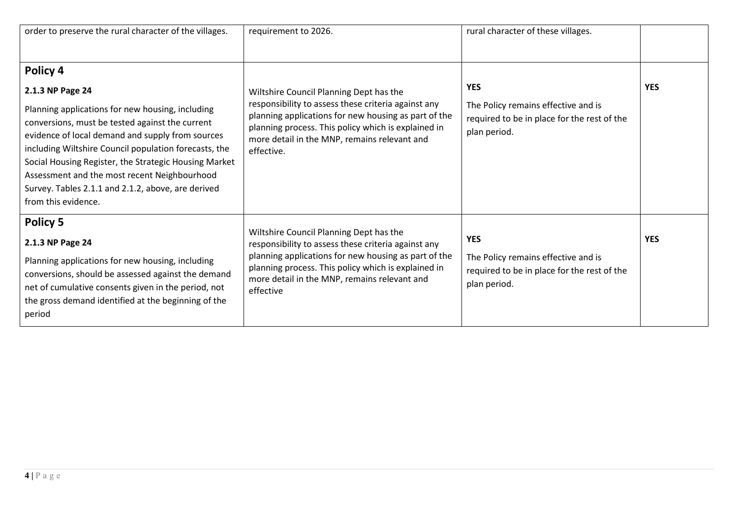| | | | |
|---|---|---|---|
| order to preserve the rural character of the villages. | requirement to 2026. | rural character of these villages. | |
| **Policy 4**<br><br>**2.1.3 NP Page 24**<br><br>Planning applications for new housing, including conversions, must be tested against the current evidence of local demand and supply from sources including Wiltshire Council population forecasts, the Social Housing Register, the Strategic Housing Market Assessment and the most recent Neighbourhood Survey. Tables 2.1.1 and 2.1.2, above, are derived from this evidence. | Wiltshire Council Planning Dept has the responsibility to assess these criteria against any planning applications for new housing as part of the planning process. This policy which is explained in more detail in the MNP, remains relevant and effective. | **YES**<br><br>The Policy remains effective and is required to be in place for the rest of the plan period. | **YES** |
| **Policy 5**<br><br>**2.1.3 NP Page 24**<br><br>Planning applications for new housing, including conversions, should be assessed against the demand net of cumulative consents given in the period, not the gross demand identified at the beginning of the period | Wiltshire Council Planning Dept has the responsibility to assess these criteria against any planning applications for new housing as part of the planning process. This policy which is explained in more detail in the MNP, remains relevant and effective | **YES**<br><br>The Policy remains effective and is required to be in place for the rest of the plan period. | **YES** |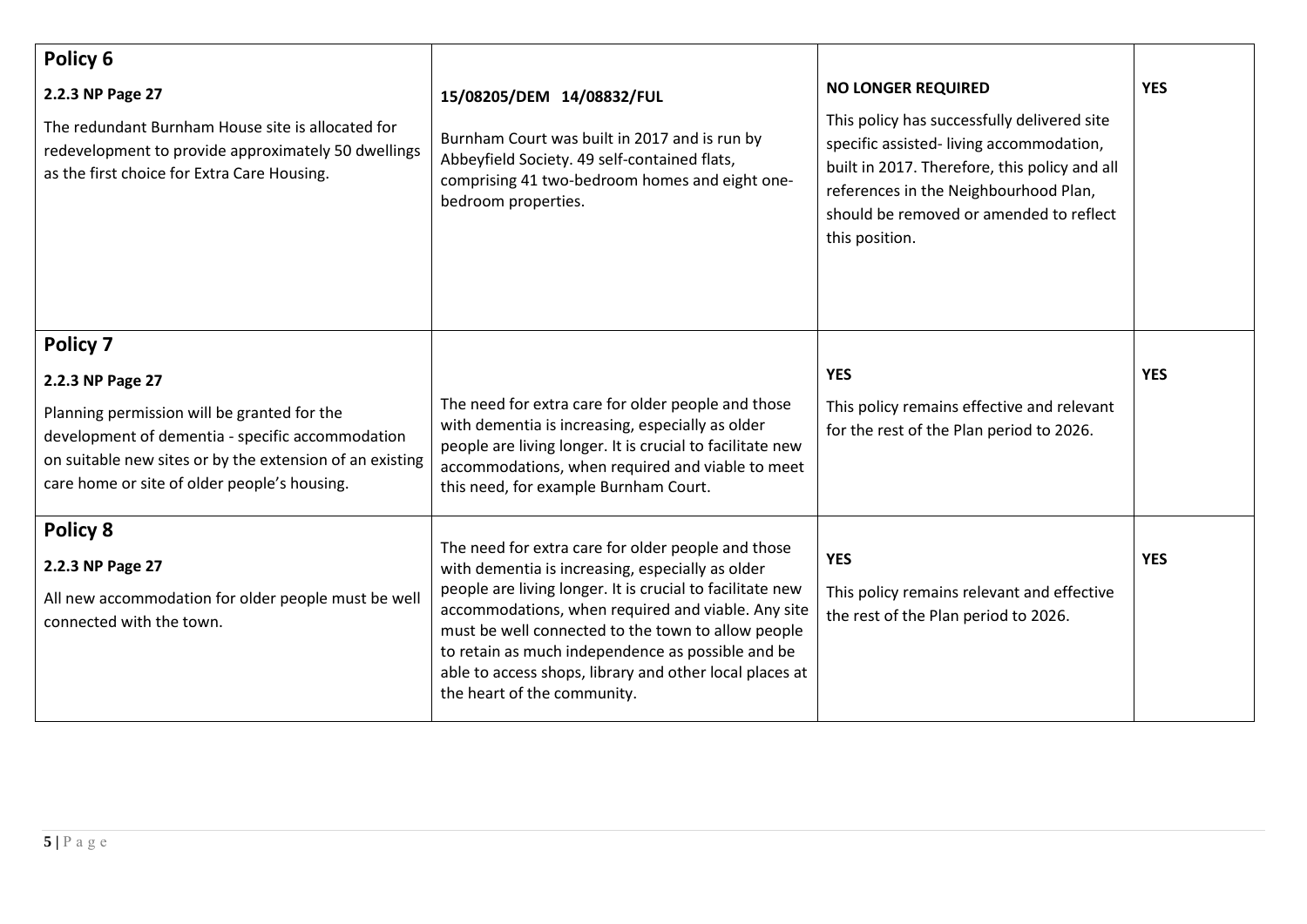| | | | |
|---|---|---|---|
| **Policy 6**<br><br>**2.2.3 NP Page 27**<br><br>The redundant Burnham House site is allocated for redevelopment to provide approximately 50 dwellings as the first choice for Extra Care Housing. | 15/08205/DEM 14/08832/FUL<br><br>Burnham Court was built in 2017 and is run by Abbeyfield Society. 49 self-contained flats, comprising 41 two-bedroom homes and eight one-bedroom properties. | **NO LONGER REQUIRED**<br><br>This policy has successfully delivered site specific assisted- living accommodation, built in 2017. Therefore, this policy and all references in the Neighbourhood Plan, should be removed or amended to reflect this position. | **YES** |
| **Policy 7**<br><br>**2.2.3 NP Page 27**<br><br>Planning permission will be granted for the development of dementia - specific accommodation on suitable new sites or by the extension of an existing care home or site of older people's housing. | The need for extra care for older people and those with dementia is increasing, especially as older people are living longer. It is crucial to facilitate new accommodations, when required and viable to meet this need, for example Burnham Court. | **YES**<br><br>This policy remains effective and relevant for the rest of the Plan period to 2026. | **YES** |
| **Policy 8**<br><br>**2.2.3 NP Page 27**<br><br>All new accommodation for older people must be well connected with the town. | The need for extra care for older people and those with dementia is increasing, especially as older people are living longer. It is crucial to facilitate new accommodations, when required and viable. Any site must be well connected to the town to allow people to retain as much independence as possible and be able to access shops, library and other local places at the heart of the community. | **YES**<br><br>This policy remains relevant and effective the rest of the Plan period to 2026. | **YES** |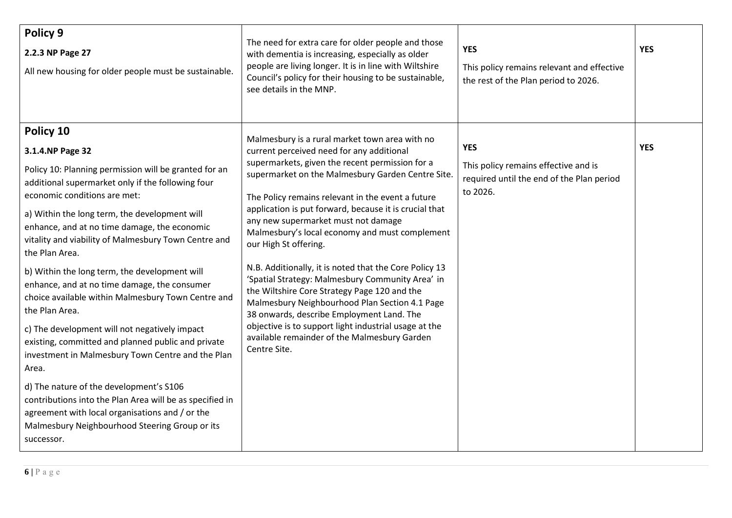| | | | |
|---|---|---|---|
| **Policy 9**<br><br>**2.2.3 NP Page 27**<br><br>All new housing for older people must be sustainable. | The need for extra care for older people and those with dementia is increasing, especially as older people are living longer. It is in line with Wiltshire Council's policy for their housing to be sustainable, see details in the MNP. | **YES**<br><br>This policy remains relevant and effective the rest of the Plan period to 2026. | **YES** |
| **Policy 10**<br><br>**3.1.4.NP Page 32**<br><br>Policy 10: Planning permission will be granted for an additional supermarket only if the following four economic conditions are met:<br><br>a) Within the long term, the development will enhance, and at no time damage, the economic vitality and viability of Malmesbury Town Centre and the Plan Area.<br><br>b) Within the long term, the development will enhance, and at no time damage, the consumer choice available within Malmesbury Town Centre and the Plan Area.<br><br>c) The development will not negatively impact existing, committed and planned public and private investment in Malmesbury Town Centre and the Plan Area.<br><br>d) The nature of the development's S106 contributions into the Plan Area will be as specified in agreement with local organisations and / or the Malmesbury Neighbourhood Steering Group or its successor. | Malmesbury is a rural market town area with no current perceived need for any additional supermarkets, given the recent permission for a supermarket on the Malmesbury Garden Centre Site.<br><br>The Policy remains relevant in the event a future application is put forward, because it is crucial that any new supermarket must not damage Malmesbury's local economy and must complement our High St offering.<br><br>N.B. Additionally, it is noted that the Core Policy 13 'Spatial Strategy: Malmesbury Community Area' in the Wiltshire Core Strategy Page 120 and the Malmesbury Neighbourhood Plan Section 4.1 Page 38 onwards, describe Employment Land. The objective is to support light industrial usage at the available remainder of the Malmesbury Garden Centre Site. | **YES**<br><br>This policy remains effective and is required until the end of the Plan period to 2026. | **YES** |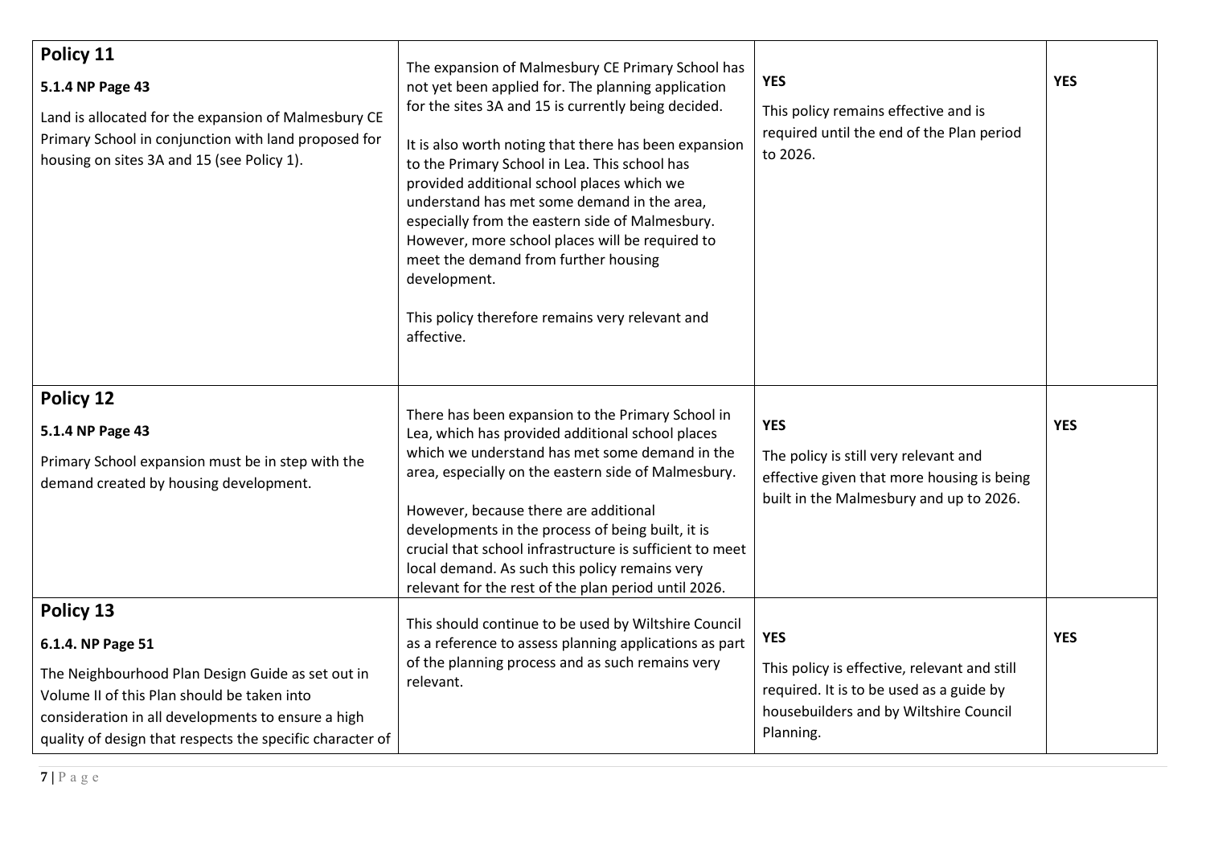| Policy | Commentary | Effective / Relevant | Required |
|---|---|---|---|
| **Policy 11**<br><br>**5.1.4 NP Page 43**<br><br>Land is allocated for the expansion of Malmesbury CE Primary School in conjunction with land proposed for housing on sites 3A and 15 (see Policy 1). | The expansion of Malmesbury CE Primary School has not yet been applied for. The planning application for the sites 3A and 15 is currently being decided.<br><br>It is also worth noting that there has been expansion to the Primary School in Lea. This school has provided additional school places which we understand has met some demand in the area, especially from the eastern side of Malmesbury. However, more school places will be required to meet the demand from further housing development.<br><br>This policy therefore remains very relevant and affective. | **YES**<br><br>This policy remains effective and is required until the end of the Plan period to 2026. | **YES** |
| **Policy 12**<br><br>**5.1.4 NP Page 43**<br><br>Primary School expansion must be in step with the demand created by housing development. | There has been expansion to the Primary School in Lea, which has provided additional school places which we understand has met some demand in the area, especially on the eastern side of Malmesbury.<br><br>However, because there are additional developments in the process of being built, it is crucial that school infrastructure is sufficient to meet local demand. As such this policy remains very relevant for the rest of the plan period until 2026. | **YES**<br><br>The policy is still very relevant and effective given that more housing is being built in the Malmesbury and up to 2026. | **YES** |
| **Policy 13**<br><br>**6.1.4. NP Page 51**<br><br>The Neighbourhood Plan Design Guide as set out in Volume II of this Plan should be taken into consideration in all developments to ensure a high quality of design that respects the specific character of | This should continue to be used by Wiltshire Council as a reference to assess planning applications as part of the planning process and as such remains very relevant. | **YES**<br><br>This policy is effective, relevant and still required. It is to be used as a guide by housebuilders and by Wiltshire Council Planning. | **YES** |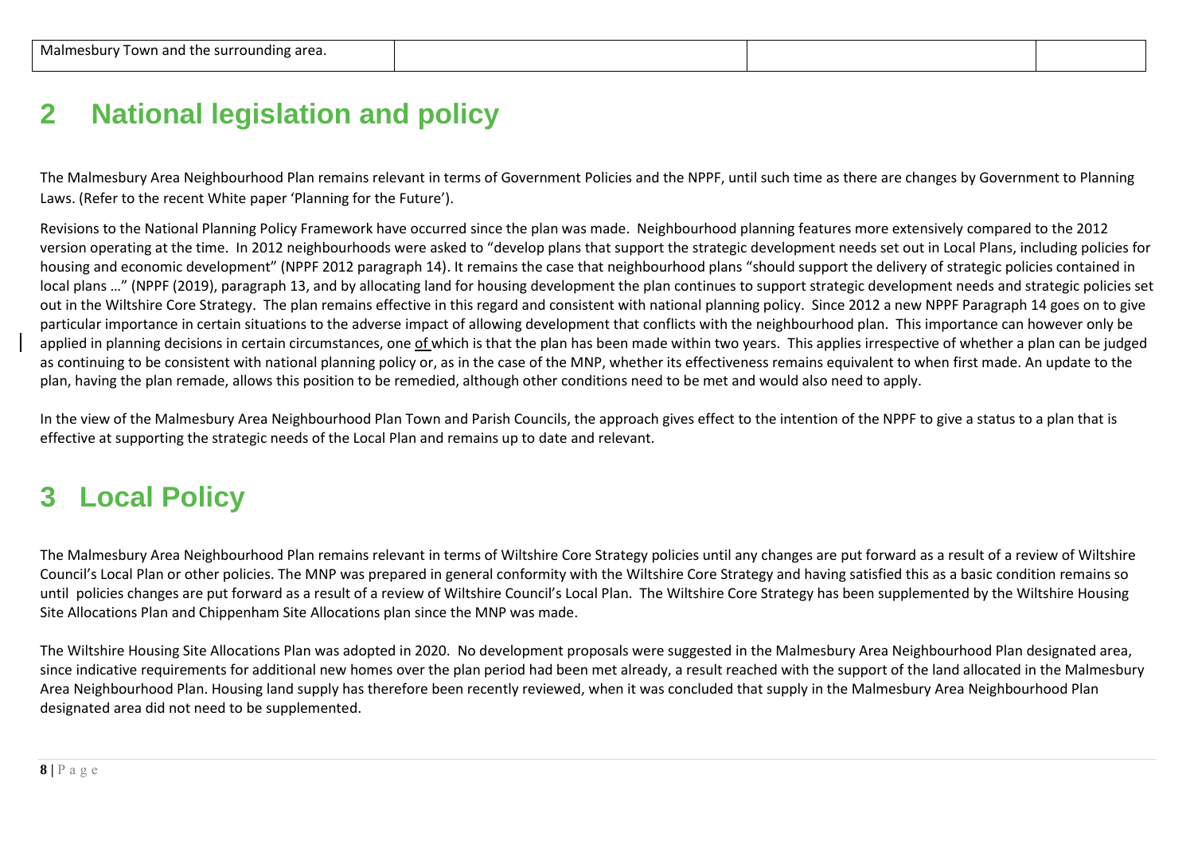| Malmesbury Town and the surrounding area. | | | |
|---|---|---|---|

## 2 National legislation and policy

The Malmesbury Area Neighbourhood Plan remains relevant in terms of Government Policies and the NPPF, until such time as there are changes by Government to Planning Laws. (Refer to the recent White paper 'Planning for the Future').

Revisions to the National Planning Policy Framework have occurred since the plan was made. Neighbourhood planning features more extensively compared to the 2012 version operating at the time. In 2012 neighbourhoods were asked to "develop plans that support the strategic development needs set out in Local Plans, including policies for housing and economic development" (NPPF 2012 paragraph 14). It remains the case that neighbourhood plans "should support the delivery of strategic policies contained in local plans …" (NPPF (2019), paragraph 13, and by allocating land for housing development the plan continues to support strategic development needs and strategic policies set out in the Wiltshire Core Strategy. The plan remains effective in this regard and consistent with national planning policy. Since 2012 a new NPPF Paragraph 14 goes on to give particular importance in certain situations to the adverse impact of allowing development that conflicts with the neighbourhood plan. This importance can however only be applied in planning decisions in certain circumstances, one of which is that the plan has been made within two years. This applies irrespective of whether a plan can be judged as continuing to be consistent with national planning policy or, as in the case of the MNP, whether its effectiveness remains equivalent to when first made. An update to the plan, having the plan remade, allows this position to be remedied, although other conditions need to be met and would also need to apply.

In the view of the Malmesbury Area Neighbourhood Plan Town and Parish Councils, the approach gives effect to the intention of the NPPF to give a status to a plan that is effective at supporting the strategic needs of the Local Plan and remains up to date and relevant.

## 3 Local Policy

The Malmesbury Area Neighbourhood Plan remains relevant in terms of Wiltshire Core Strategy policies until any changes are put forward as a result of a review of Wiltshire Council's Local Plan or other policies. The MNP was prepared in general conformity with the Wiltshire Core Strategy and having satisfied this as a basic condition remains so until policies changes are put forward as a result of a review of Wiltshire Council's Local Plan. The Wiltshire Core Strategy has been supplemented by the Wiltshire Housing Site Allocations Plan and Chippenham Site Allocations plan since the MNP was made.

The Wiltshire Housing Site Allocations Plan was adopted in 2020. No development proposals were suggested in the Malmesbury Area Neighbourhood Plan designated area, since indicative requirements for additional new homes over the plan period had been met already, a result reached with the support of the land allocated in the Malmesbury Area Neighbourhood Plan. Housing land supply has therefore been recently reviewed, when it was concluded that supply in the Malmesbury Area Neighbourhood Plan designated area did not need to be supplemented.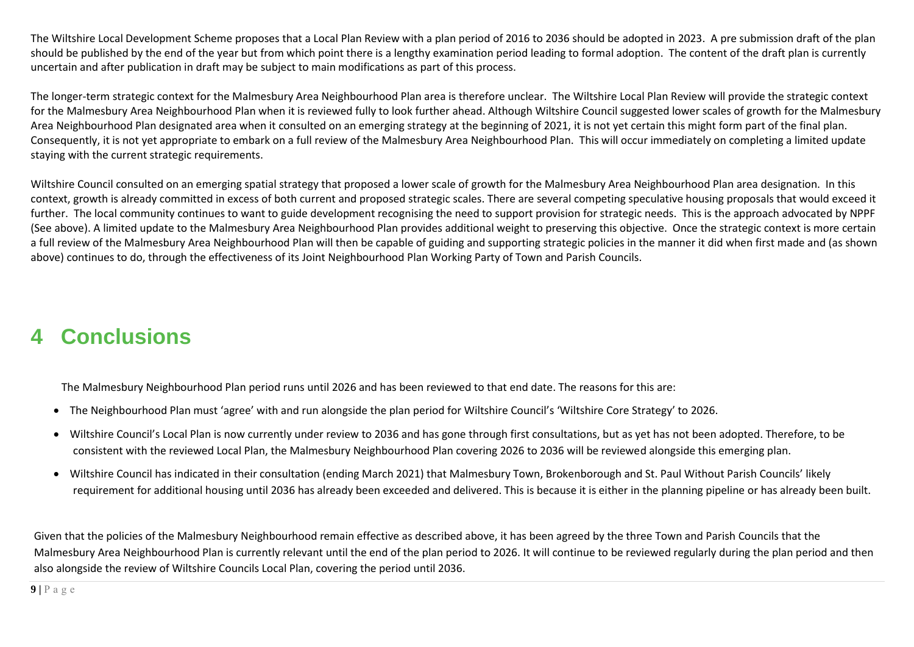The Wiltshire Local Development Scheme proposes that a Local Plan Review with a plan period of 2016 to 2036 should be adopted in 2023. A pre submission draft of the plan should be published by the end of the year but from which point there is a lengthy examination period leading to formal adoption. The content of the draft plan is currently uncertain and after publication in draft may be subject to main modifications as part of this process.

The longer-term strategic context for the Malmesbury Area Neighbourhood Plan area is therefore unclear. The Wiltshire Local Plan Review will provide the strategic context for the Malmesbury Area Neighbourhood Plan when it is reviewed fully to look further ahead. Although Wiltshire Council suggested lower scales of growth for the Malmesbury Area Neighbourhood Plan designated area when it consulted on an emerging strategy at the beginning of 2021, it is not yet certain this might form part of the final plan. Consequently, it is not yet appropriate to embark on a full review of the Malmesbury Area Neighbourhood Plan. This will occur immediately on completing a limited update staying with the current strategic requirements.

Wiltshire Council consulted on an emerging spatial strategy that proposed a lower scale of growth for the Malmesbury Area Neighbourhood Plan area designation. In this context, growth is already committed in excess of both current and proposed strategic scales. There are several competing speculative housing proposals that would exceed it further. The local community continues to want to guide development recognising the need to support provision for strategic needs. This is the approach advocated by NPPF (See above). A limited update to the Malmesbury Area Neighbourhood Plan provides additional weight to preserving this objective. Once the strategic context is more certain a full review of the Malmesbury Area Neighbourhood Plan will then be capable of guiding and supporting strategic policies in the manner it did when first made and (as shown above) continues to do, through the effectiveness of its Joint Neighbourhood Plan Working Party of Town and Parish Councils.

# 4 Conclusions

The Malmesbury Neighbourhood Plan period runs until 2026 and has been reviewed to that end date. The reasons for this are:

- The Neighbourhood Plan must 'agree' with and run alongside the plan period for Wiltshire Council's 'Wiltshire Core Strategy' to 2026.
- Wiltshire Council's Local Plan is now currently under review to 2036 and has gone through first consultations, but as yet has not been adopted. Therefore, to be consistent with the reviewed Local Plan, the Malmesbury Neighbourhood Plan covering 2026 to 2036 will be reviewed alongside this emerging plan.
- Wiltshire Council has indicated in their consultation (ending March 2021) that Malmesbury Town, Brokenborough and St. Paul Without Parish Councils' likely requirement for additional housing until 2036 has already been exceeded and delivered. This is because it is either in the planning pipeline or has already been built.

Given that the policies of the Malmesbury Neighbourhood remain effective as described above, it has been agreed by the three Town and Parish Councils that the Malmesbury Area Neighbourhood Plan is currently relevant until the end of the plan period to 2026. It will continue to be reviewed regularly during the plan period and then also alongside the review of Wiltshire Councils Local Plan, covering the period until 2036.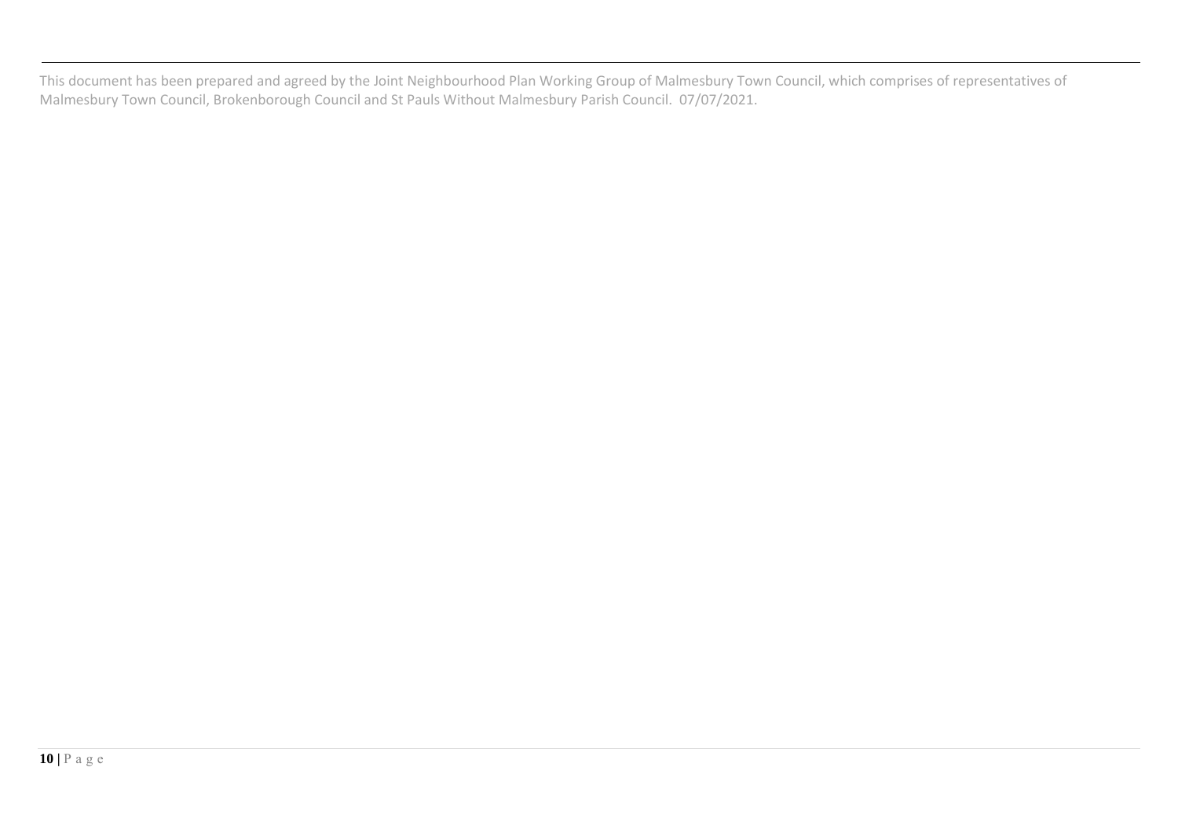This document has been prepared and agreed by the Joint Neighbourhood Plan Working Group of Malmesbury Town Council, which comprises of representatives of Malmesbury Town Council, Brokenborough Council and St Pauls Without Malmesbury Parish Council. 07/07/2021.